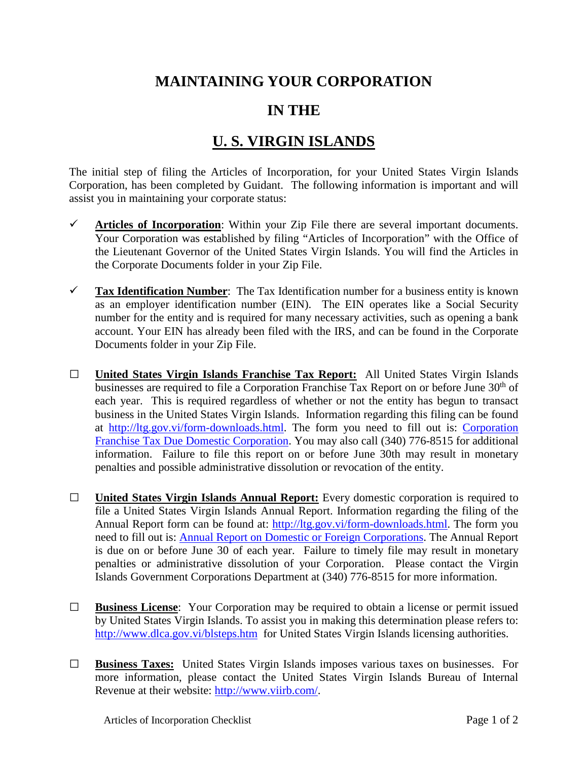# MAINTAINING YOUR CORPORATION

# IN THE

# U. S. VIRGIN ISLANDS

The initial step of filing the Articles of Incorporation, for your United States Virgin Islands Corporation, has been completed by Guidant. The following information is important and will assist you in maintaining your corporate status:

- ✓ **Articles of Incorporation**: Within your Zip File there are several important documents. Your Corporation was established by filing "Articles of Incorporation" with the Office of the Lieutenant Governor of the United States Virgin Islands. You will find the Articles in the Corporate Documents folder in your Zip File.

- ✓ **Tax Identification Number**: The Tax Identification number for a business entity is known as an employer identification number (EIN). The EIN operates like a Social Security number for the entity and is required for many necessary activities, such as opening a bank account. Your EIN has already been filed with the IRS, and can be found in the Corporate Documents folder in your Zip File.

- ☐ **United States Virgin Islands Franchise Tax Report:** All United States Virgin Islands businesses are required to file a Corporation Franchise Tax Report on or before June 30th of each year. This is required regardless of whether or not the entity has begun to transact business in the United States Virgin Islands. Information regarding this filing can be found at [http://ltg.gov.vi/form-downloads.html](http://ltg.gov.vi/form-downloads.html). The form you need to fill out is: Corporation Franchise Tax Due Domestic Corporation. You may also call (340) 776-8515 for additional information. Failure to file this report on or before June 30th may result in monetary penalties and possible administrative dissolution or revocation of the entity.

- ☐ **United States Virgin Islands Annual Report:** Every domestic corporation is required to file a United States Virgin Islands Annual Report. Information regarding the filing of the Annual Report form can be found at: [http://ltg.gov.vi/form-downloads.html](http://ltg.gov.vi/form-downloads.html). The form you need to fill out is: Annual Report on Domestic or Foreign Corporations. The Annual Report is due on or before June 30 of each year. Failure to timely file may result in monetary penalties or administrative dissolution of your Corporation. Please contact the Virgin Islands Government Corporations Department at (340) 776-8515 for more information.

- ☐ **Business License**: Your Corporation may be required to obtain a license or permit issued by United States Virgin Islands. To assist you in making this determination please refers to: [http://www.dlca.gov.vi/blsteps.htm](http://www.dlca.gov.vi/blsteps.htm) for United States Virgin Islands licensing authorities.

- ☐ **Business Taxes:** United States Virgin Islands imposes various taxes on businesses. For more information, please contact the United States Virgin Islands Bureau of Internal Revenue at their website: [http://www.viirb.com/](http://www.viirb.com/).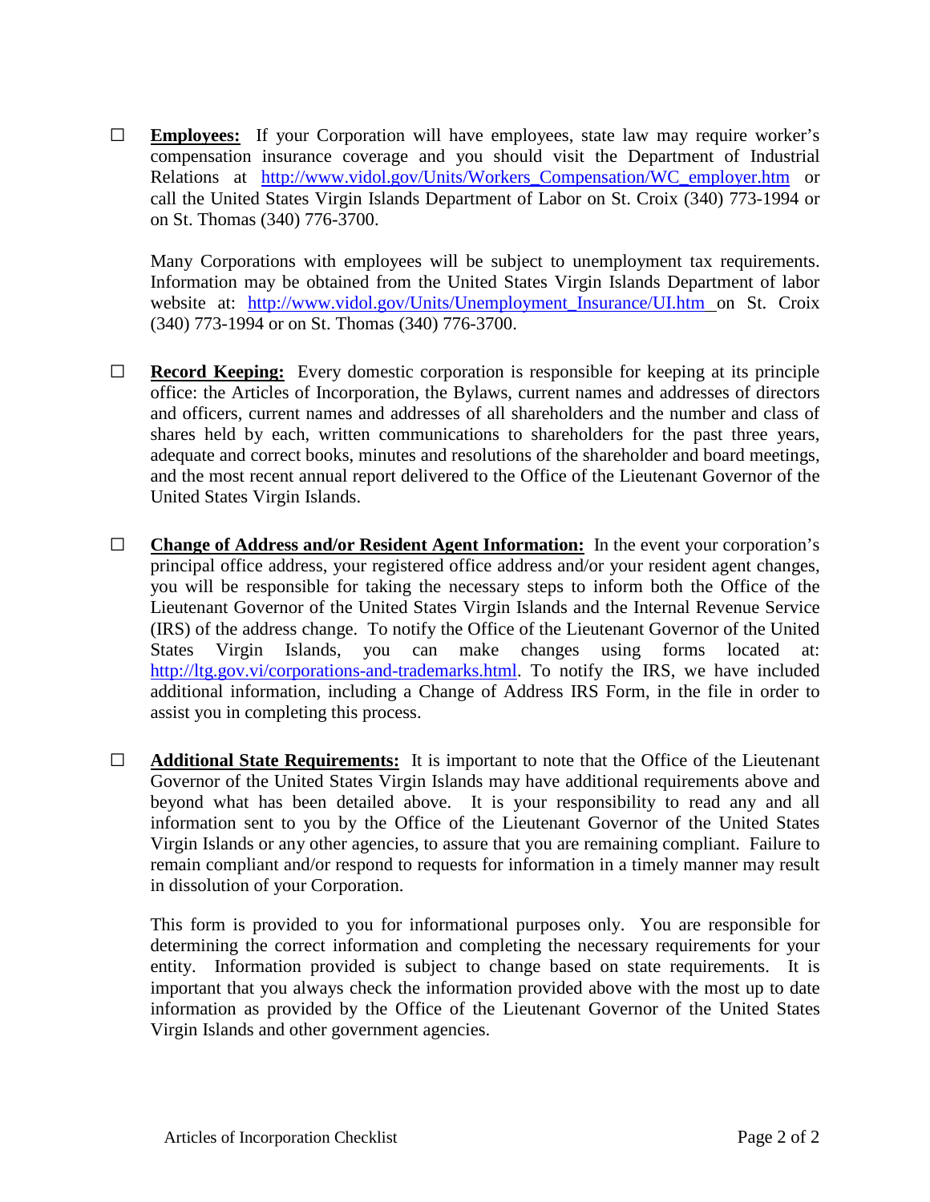☐ **Employees:** If your Corporation will have employees, state law may require worker's compensation insurance coverage and you should visit the Department of Industrial Relations at http://www.vidol.gov/Units/Workers_Compensation/WC_employer.htm or call the United States Virgin Islands Department of Labor on St. Croix (340) 773-1994 or on St. Thomas (340) 776-3700.

Many Corporations with employees will be subject to unemployment tax requirements. Information may be obtained from the United States Virgin Islands Department of labor website at: http://www.vidol.gov/Units/Unemployment_Insurance/UI.htm on St. Croix (340) 773-1994 or on St. Thomas (340) 776-3700.

☐ **Record Keeping:** Every domestic corporation is responsible for keeping at its principle office: the Articles of Incorporation, the Bylaws, current names and addresses of directors and officers, current names and addresses of all shareholders and the number and class of shares held by each, written communications to shareholders for the past three years, adequate and correct books, minutes and resolutions of the shareholder and board meetings, and the most recent annual report delivered to the Office of the Lieutenant Governor of the United States Virgin Islands.

☐ **Change of Address and/or Resident Agent Information:** In the event your corporation's principal office address, your registered office address and/or your resident agent changes, you will be responsible for taking the necessary steps to inform both the Office of the Lieutenant Governor of the United States Virgin Islands and the Internal Revenue Service (IRS) of the address change. To notify the Office of the Lieutenant Governor of the United States Virgin Islands, you can make changes using forms located at: http://ltg.gov.vi/corporations-and-trademarks.html. To notify the IRS, we have included additional information, including a Change of Address IRS Form, in the file in order to assist you in completing this process.

☐ **Additional State Requirements:** It is important to note that the Office of the Lieutenant Governor of the United States Virgin Islands may have additional requirements above and beyond what has been detailed above. It is your responsibility to read any and all information sent to you by the Office of the Lieutenant Governor of the United States Virgin Islands or any other agencies, to assure that you are remaining compliant. Failure to remain compliant and/or respond to requests for information in a timely manner may result in dissolution of your Corporation.

This form is provided to you for informational purposes only. You are responsible for determining the correct information and completing the necessary requirements for your entity. Information provided is subject to change based on state requirements. It is important that you always check the information provided above with the most up to date information as provided by the Office of the Lieutenant Governor of the United States Virgin Islands and other government agencies.